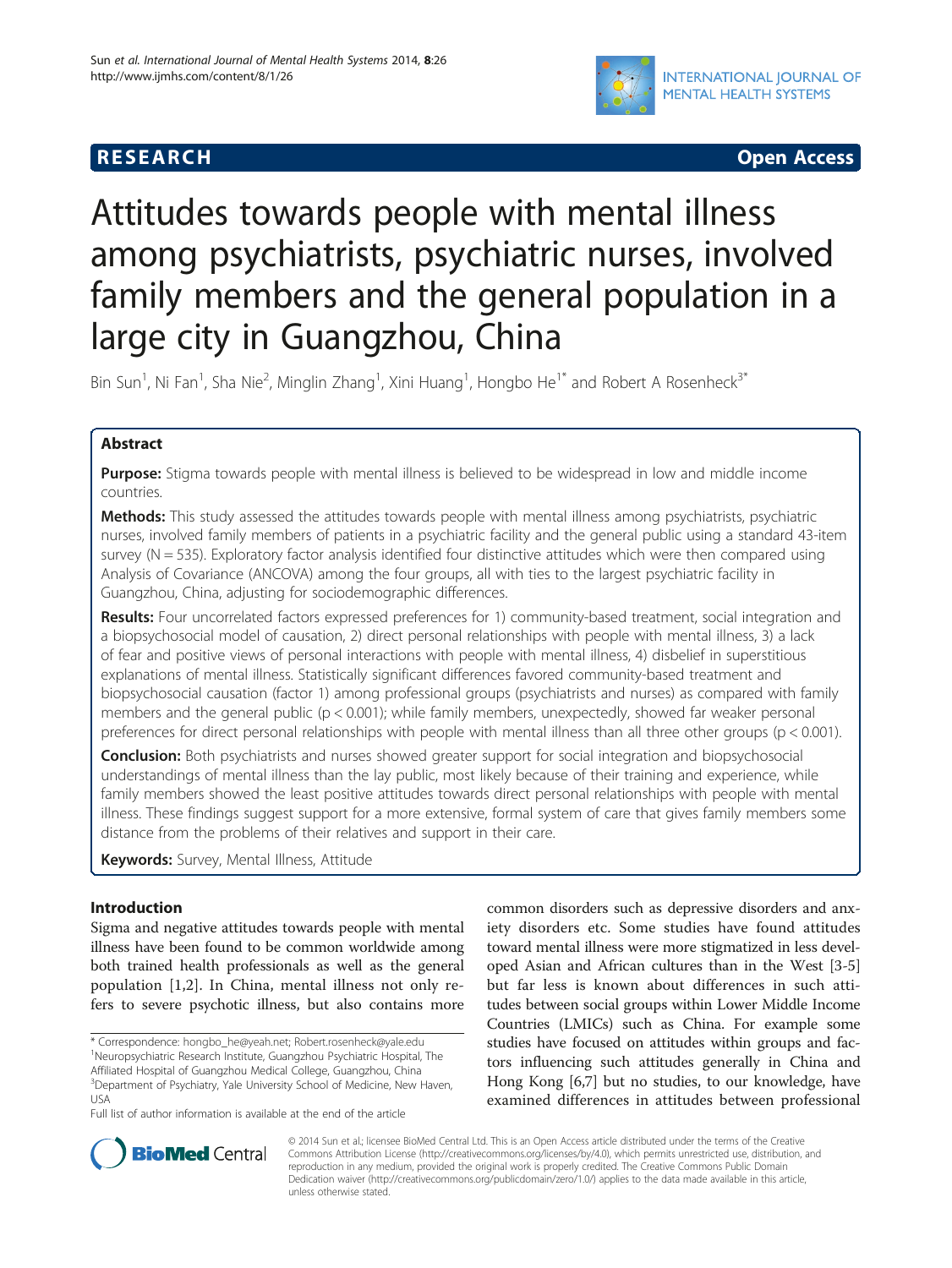**RESEARCH** **Open Access**

# Attitudes towards people with mental illness among psychiatrists, psychiatric nurses, involved family members and the general population in a large city in Guangzhou, China

Bin Sun[1], Ni Fan[1], Sha Nie[2], Minglin Zhang[1], Xini Huang[1], Hongbo He[1*] and Robert A Rosenheck[3*]

## Abstract

**Purpose:** Stigma towards people with mental illness is believed to be widespread in low and middle income countries.

**Methods:** This study assessed the attitudes towards people with mental illness among psychiatrists, psychiatric nurses, involved family members of patients in a psychiatric facility and the general public using a standard 43-item survey (N = 535). Exploratory factor analysis identified four distinctive attitudes which were then compared using Analysis of Covariance (ANCOVA) among the four groups, all with ties to the largest psychiatric facility in Guangzhou, China, adjusting for sociodemographic differences.

**Results:** Four uncorrelated factors expressed preferences for 1) community-based treatment, social integration and a biopsychosocial model of causation, 2) direct personal relationships with people with mental illness, 3) a lack of fear and positive views of personal interactions with people with mental illness, 4) disbelief in superstitious explanations of mental illness. Statistically significant differences favored community-based treatment and biopsychosocial causation (factor 1) among professional groups (psychiatrists and nurses) as compared with family members and the general public ($p < 0.001$); while family members, unexpectedly, showed far weaker personal preferences for direct personal relationships with people with mental illness than all three other groups ($p < 0.001$).

**Conclusion:** Both psychiatrists and nurses showed greater support for social integration and biopsychosocial understandings of mental illness than the lay public, most likely because of their training and experience, while family members showed the least positive attitudes towards direct personal relationships with people with mental illness. These findings suggest support for a more extensive, formal system of care that gives family members some distance from the problems of their relatives and support in their care.

**Keywords:** Survey, Mental Illness, Attitude

## Introduction

Sigma and negative attitudes towards people with mental illness have been found to be common worldwide among both trained health professionals as well as the general population [1,2]. In China, mental illness not only refers to severe psychotic illness, but also contains more common disorders such as depressive disorders and anxiety disorders etc. Some studies have found attitudes toward mental illness were more stigmatized in less developed Asian and African cultures than in the West [3-5] but far less is known about differences in such attitudes between social groups within Lower Middle Income Countries (LMICs) such as China. For example some studies have focused on attitudes within groups and factors influencing such attitudes generally in China and Hong Kong [6,7] but no studies, to our knowledge, have examined differences in attitudes between professional

\* Correspondence: hongbo_he@yeah.net; Robert.rosenheck@yale.edu
[1]Neuropsychiatric Research Institute, Guangzhou Psychiatric Hospital, The Affiliated Hospital of Guangzhou Medical College, Guangzhou, China
[3]Department of Psychiatry, Yale University School of Medicine, New Haven, USA
Full list of author information is available at the end of the article

© 2014 Sun et al.; licensee BioMed Central Ltd. This is an Open Access article distributed under the terms of the Creative Commons Attribution License (http://creativecommons.org/licenses/by/4.0), which permits unrestricted use, distribution, and reproduction in any medium, provided the original work is properly credited. The Creative Commons Public Domain Dedication waiver (http://creativecommons.org/publicdomain/zero/1.0/) applies to the data made available in this article, unless otherwise stated.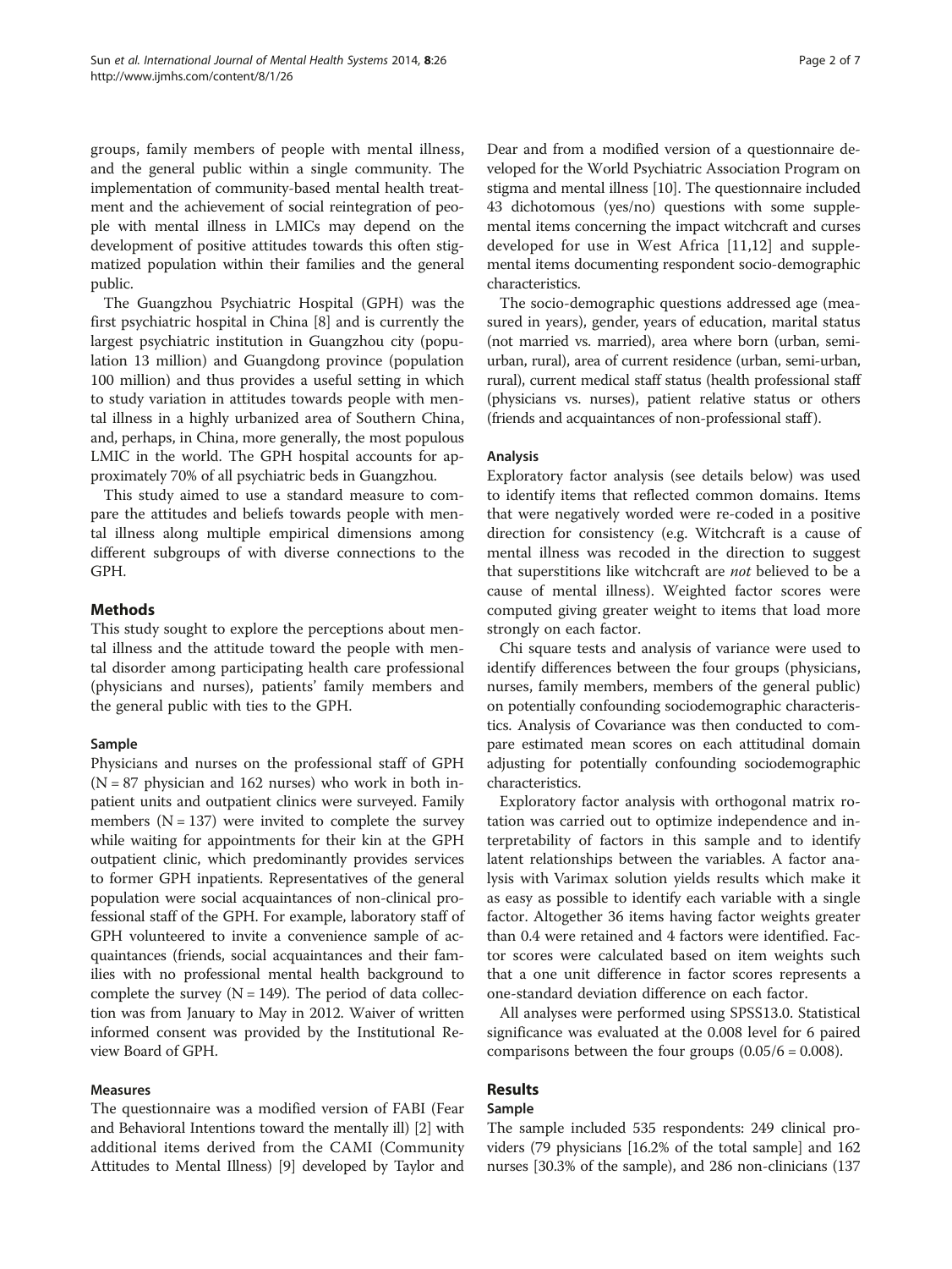groups, family members of people with mental illness, and the general public within a single community. The implementation of community-based mental health treatment and the achievement of social reintegration of people with mental illness in LMICs may depend on the development of positive attitudes towards this often stigmatized population within their families and the general public.

The Guangzhou Psychiatric Hospital (GPH) was the first psychiatric hospital in China [8] and is currently the largest psychiatric institution in Guangzhou city (population 13 million) and Guangdong province (population 100 million) and thus provides a useful setting in which to study variation in attitudes towards people with mental illness in a highly urbanized area of Southern China, and, perhaps, in China, more generally, the most populous LMIC in the world. The GPH hospital accounts for approximately 70% of all psychiatric beds in Guangzhou.

This study aimed to use a standard measure to compare the attitudes and beliefs towards people with mental illness along multiple empirical dimensions among different subgroups of with diverse connections to the GPH.

## Methods

This study sought to explore the perceptions about mental illness and the attitude toward the people with mental disorder among participating health care professional (physicians and nurses), patients' family members and the general public with ties to the GPH.

### Sample

Physicians and nurses on the professional staff of GPH (N = 87 physician and 162 nurses) who work in both inpatient units and outpatient clinics were surveyed. Family members (N = 137) were invited to complete the survey while waiting for appointments for their kin at the GPH outpatient clinic, which predominantly provides services to former GPH inpatients. Representatives of the general population were social acquaintances of non-clinical professional staff of the GPH. For example, laboratory staff of GPH volunteered to invite a convenience sample of acquaintances (friends, social acquaintances and their families with no professional mental health background to complete the survey (N = 149). The period of data collection was from January to May in 2012. Waiver of written informed consent was provided by the Institutional Review Board of GPH.

### Measures

The questionnaire was a modified version of FABI (Fear and Behavioral Intentions toward the mentally ill) [2] with additional items derived from the CAMI (Community Attitudes to Mental Illness) [9] developed by Taylor and Dear and from a modified version of a questionnaire developed for the World Psychiatric Association Program on stigma and mental illness [10]. The questionnaire included 43 dichotomous (yes/no) questions with some supplemental items concerning the impact witchcraft and curses developed for use in West Africa [11,12] and supplemental items documenting respondent socio-demographic characteristics.

The socio-demographic questions addressed age (measured in years), gender, years of education, marital status (not married vs. married), area where born (urban, semi-urban, rural), area of current residence (urban, semi-urban, rural), current medical staff status (health professional staff (physicians vs. nurses), patient relative status or others (friends and acquaintances of non-professional staff).

### Analysis

Exploratory factor analysis (see details below) was used to identify items that reflected common domains. Items that were negatively worded were re-coded in a positive direction for consistency (e.g. Witchcraft is a cause of mental illness was recoded in the direction to suggest that superstitions like witchcraft are *not* believed to be a cause of mental illness). Weighted factor scores were computed giving greater weight to items that load more strongly on each factor.

Chi square tests and analysis of variance were used to identify differences between the four groups (physicians, nurses, family members, members of the general public) on potentially confounding sociodemographic characteristics. Analysis of Covariance was then conducted to compare estimated mean scores on each attitudinal domain adjusting for potentially confounding sociodemographic characteristics.

Exploratory factor analysis with orthogonal matrix rotation was carried out to optimize independence and interpretability of factors in this sample and to identify latent relationships between the variables. A factor analysis with Varimax solution yields results which make it as easy as possible to identify each variable with a single factor. Altogether 36 items having factor weights greater than 0.4 were retained and 4 factors were identified. Factor scores were calculated based on item weights such that a one unit difference in factor scores represents a one-standard deviation difference on each factor.

All analyses were performed using SPSS13.0. Statistical significance was evaluated at the 0.008 level for 6 paired comparisons between the four groups (0.05/6 = 0.008).

## Results

### Sample

The sample included 535 respondents: 249 clinical providers (79 physicians [16.2% of the total sample] and 162 nurses [30.3% of the sample), and 286 non-clinicians (137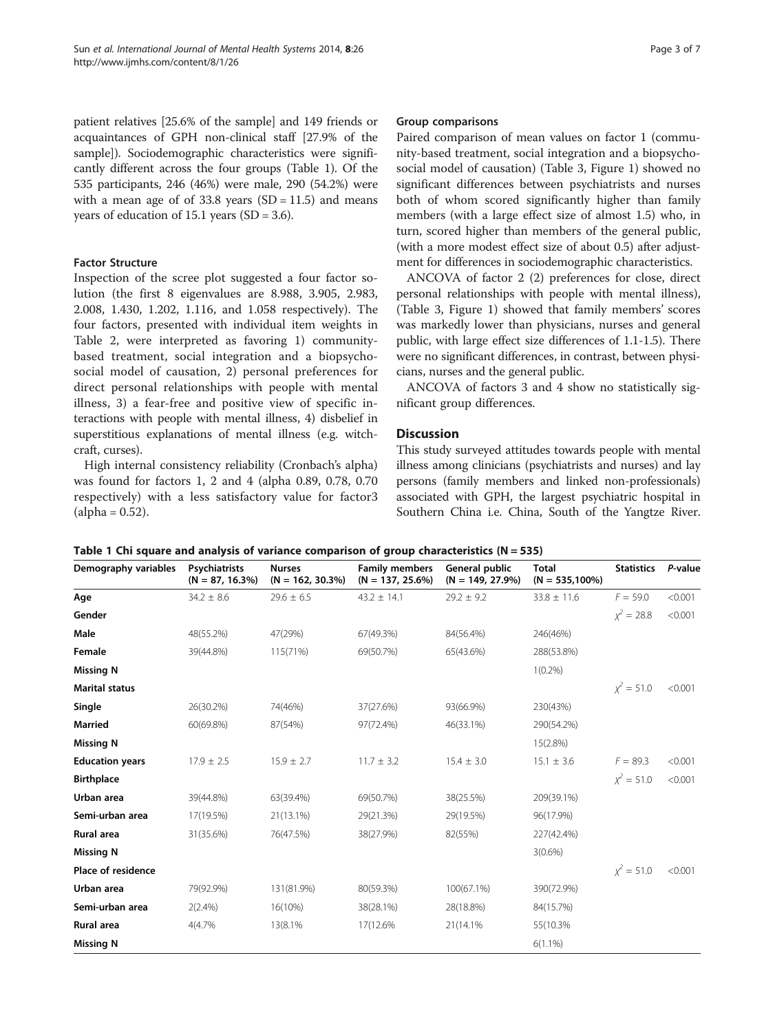patient relatives [25.6% of the sample] and 149 friends or acquaintances of GPH non-clinical staff [27.9% of the sample]). Sociodemographic characteristics were significantly different across the four groups (Table 1). Of the 535 participants, 246 (46%) were male, 290 (54.2%) were with a mean age of of 33.8 years (SD = 11.5) and means years of education of 15.1 years (SD = 3.6).

### Factor Structure

Inspection of the scree plot suggested a four factor solution (the first 8 eigenvalues are 8.988, 3.905, 2.983, 2.008, 1.430, 1.202, 1.116, and 1.058 respectively). The four factors, presented with individual item weights in Table 2, were interpreted as favoring 1) community-based treatment, social integration and a biopsychosocial model of causation, 2) personal preferences for direct personal relationships with people with mental illness, 3) a fear-free and positive view of specific interactions with people with mental illness, 4) disbelief in superstitious explanations of mental illness (e.g. witchcraft, curses).

High internal consistency reliability (Cronbach's alpha) was found for factors 1, 2 and 4 (alpha 0.89, 0.78, 0.70 respectively) with a less satisfactory value for factor3 (alpha = 0.52).

### Group comparisons

Paired comparison of mean values on factor 1 (community-based treatment, social integration and a biopsychosocial model of causation) (Table 3, Figure 1) showed no significant differences between psychiatrists and nurses both of whom scored significantly higher than family members (with a large effect size of almost 1.5) who, in turn, scored higher than members of the general public, (with a more modest effect size of about 0.5) after adjustment for differences in sociodemographic characteristics.

ANCOVA of factor 2 (2) preferences for close, direct personal relationships with people with mental illness), (Table 3, Figure 1) showed that family members' scores was markedly lower than physicians, nurses and general public, with large effect size differences of 1.1-1.5). There were no significant differences, in contrast, between physicians, nurses and the general public.

ANCOVA of factors 3 and 4 show no statistically significant group differences.

## Discussion

This study surveyed attitudes towards people with mental illness among clinicians (psychiatrists and nurses) and lay persons (family members and linked non-professionals) associated with GPH, the largest psychiatric hospital in Southern China i.e. China, South of the Yangtze River.

**Table 1 Chi square and analysis of variance comparison of group characteristics (N = 535)**

| Demography variables | Psychiatrists (N = 87, 16.3%) | Nurses (N = 162, 30.3%) | Family members (N = 137, 25.6%) | General public (N = 149, 27.9%) | Total (N = 535,100%) | Statistics | P-value |
|---|---|---|---|---|---|---|---|
| **Age** | 34.2 ± 8.6 | 29.6 ± 6.5 | 43.2 ± 14.1 | 29.2 ± 9.2 | 33.8 ± 11.6 | $F = 59.0$ | <0.001 |
| **Gender** | | | | | | $\chi^2 = 28.8$ | <0.001 |
| **Male** | 48(55.2%) | 47(29%) | 67(49.3%) | 84(56.4%) | 246(46%) | | |
| **Female** | 39(44.8%) | 115(71%) | 69(50.7%) | 65(43.6%) | 288(53.8%) | | |
| **Missing N** | | | | | 1(0.2%) | | |
| **Marital status** | | | | | | $\chi^2 = 51.0$ | <0.001 |
| **Single** | 26(30.2%) | 74(46%) | 37(27.6%) | 93(66.9%) | 230(43%) | | |
| **Married** | 60(69.8%) | 87(54%) | 97(72.4%) | 46(33.1%) | 290(54.2%) | | |
| **Missing N** | | | | | 15(2.8%) | | |
| **Education years** | 17.9 ± 2.5 | 15.9 ± 2.7 | 11.7 ± 3.2 | 15.4 ± 3.0 | 15.1 ± 3.6 | $F = 89.3$ | <0.001 |
| **Birthplace** | | | | | | $\chi^2 = 51.0$ | <0.001 |
| **Urban area** | 39(44.8%) | 63(39.4%) | 69(50.7%) | 38(25.5%) | 209(39.1%) | | |
| **Semi-urban area** | 17(19.5%) | 21(13.1%) | 29(21.3%) | 29(19.5%) | 96(17.9%) | | |
| **Rural area** | 31(35.6%) | 76(47.5%) | 38(27.9%) | 82(55%) | 227(42.4%) | | |
| **Missing N** | | | | | 3(0.6%) | | |
| **Place of residence** | | | | | | $\chi^2 = 51.0$ | <0.001 |
| **Urban area** | 79(92.9%) | 131(81.9%) | 80(59.3%) | 100(67.1%) | 390(72.9%) | | |
| **Semi-urban area** | 2(2.4%) | 16(10%) | 38(28.1%) | 28(18.8%) | 84(15.7%) | | |
| **Rural area** | 4(4.7% | 13(8.1% | 17(12.6% | 21(14.1% | 55(10.3% | | |
| **Missing N** | | | | | 6(1.1%) | | |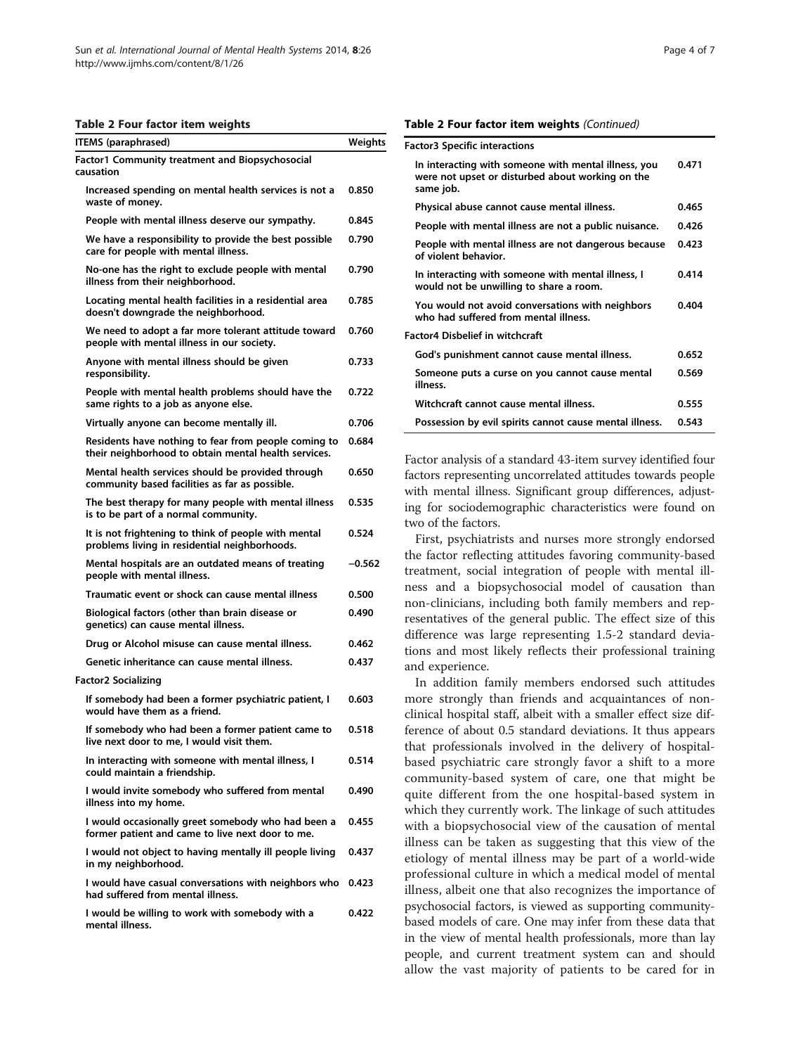**Table 2 Four factor item weights**

| ITEMS (paraphrased) | Weights |
|---|---|
| **Factor1 Community treatment and Biopsychosocial causation** | |
| Increased spending on mental health services is not a waste of money. | 0.850 |
| People with mental illness deserve our sympathy. | 0.845 |
| We have a responsibility to provide the best possible care for people with mental illness. | 0.790 |
| No-one has the right to exclude people with mental illness from their neighborhood. | 0.790 |
| Locating mental health facilities in a residential area doesn't downgrade the neighborhood. | 0.785 |
| We need to adopt a far more tolerant attitude toward people with mental illness in our society. | 0.760 |
| Anyone with mental illness should be given responsibility. | 0.733 |
| People with mental health problems should have the same rights to a job as anyone else. | 0.722 |
| Virtually anyone can become mentally ill. | 0.706 |
| Residents have nothing to fear from people coming to their neighborhood to obtain mental health services. | 0.684 |
| Mental health services should be provided through community based facilities as far as possible. | 0.650 |
| The best therapy for many people with mental illness is to be part of a normal community. | 0.535 |
| It is not frightening to think of people with mental problems living in residential neighborhoods. | 0.524 |
| Mental hospitals are an outdated means of treating people with mental illness. | −0.562 |
| Traumatic event or shock can cause mental illness | 0.500 |
| Biological factors (other than brain disease or genetics) can cause mental illness. | 0.490 |
| Drug or Alcohol misuse can cause mental illness. | 0.462 |
| Genetic inheritance can cause mental illness. | 0.437 |
| **Factor2 Socializing** | |
| If somebody had been a former psychiatric patient, I would have them as a friend. | 0.603 |
| If somebody who had been a former patient came to live next door to me, I would visit them. | 0.518 |
| In interacting with someone with mental illness, I could maintain a friendship. | 0.514 |
| I would invite somebody who suffered from mental illness into my home. | 0.490 |
| I would occasionally greet somebody who had been a former patient and came to live next door to me. | 0.455 |
| I would not object to having mentally ill people living in my neighborhood. | 0.437 |
| I would have casual conversations with neighbors who had suffered from mental illness. | 0.423 |
| I would be willing to work with somebody with a mental illness. | 0.422 |
| **Factor3 Specific interactions** | |
| In interacting with someone with mental illness, you were not upset or disturbed about working on the same job. | 0.471 |
| Physical abuse cannot cause mental illness. | 0.465 |
| People with mental illness are not a public nuisance. | 0.426 |
| People with mental illness are not dangerous because of violent behavior. | 0.423 |
| In interacting with someone with mental illness, I would not be unwilling to share a room. | 0.414 |
| You would not avoid conversations with neighbors who had suffered from mental illness. | 0.404 |
| **Factor4 Disbelief in witchcraft** | |
| God's punishment cannot cause mental illness. | 0.652 |
| Someone puts a curse on you cannot cause mental illness. | 0.569 |
| Witchcraft cannot cause mental illness. | 0.555 |
| Possession by evil spirits cannot cause mental illness. | 0.543 |

Factor analysis of a standard 43-item survey identified four factors representing uncorrelated attitudes towards people with mental illness. Significant group differences, adjusting for sociodemographic characteristics were found on two of the factors.

First, psychiatrists and nurses more strongly endorsed the factor reflecting attitudes favoring community-based treatment, social integration of people with mental illness and a biopsychosocial model of causation than non-clinicians, including both family members and representatives of the general public. The effect size of this difference was large representing 1.5-2 standard deviations and most likely reflects their professional training and experience.

In addition family members endorsed such attitudes more strongly than friends and acquaintances of non-clinical hospital staff, albeit with a smaller effect size difference of about 0.5 standard deviations. It thus appears that professionals involved in the delivery of hospital-based psychiatric care strongly favor a shift to a more community-based system of care, one that might be quite different from the one hospital-based system in which they currently work. The linkage of such attitudes with a biopsychosocial view of the causation of mental illness can be taken as suggesting that this view of the etiology of mental illness may be part of a world-wide professional culture in which a medical model of mental illness, albeit one that also recognizes the importance of psychosocial factors, is viewed as supporting community-based models of care. One may infer from these data that in the view of mental health professionals, more than lay people, and current treatment system can and should allow the vast majority of patients to be cared for in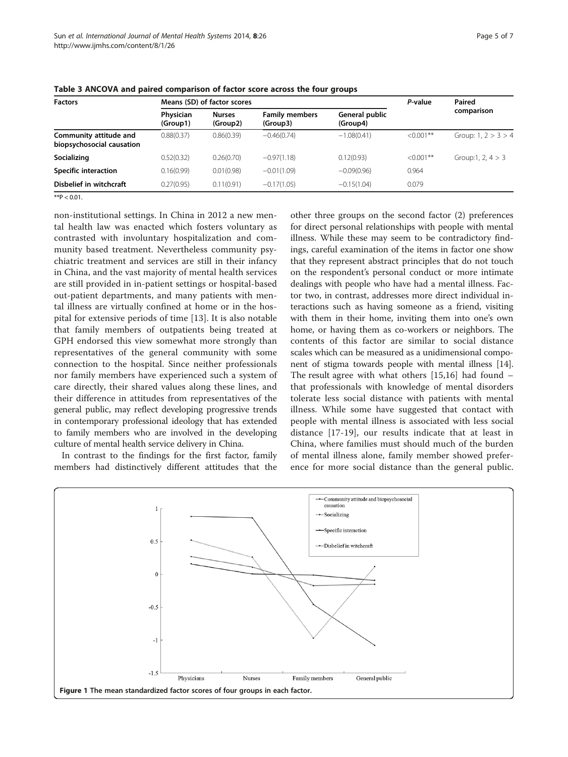**Table 3 ANCOVA and paired comparison of factor score across the four groups**

| Factors | Means (SD) of factor scores | | | | P-value | Paired comparison |
|---|---|---|---|---|---|---|
| | Physician (Group1) | Nurses (Group2) | Family members (Group3) | General public (Group4) | | |
| **Community attitude and biopsychosocial causation** | 0.88(0.37) | 0.86(0.39) | −0.46(0.74) | −1.08(0.41) | <0.001** | Group: 1, 2 > 3 > 4 |
| **Socializing** | 0.52(0.32) | 0.26(0.70) | −0.97(1.18) | 0.12(0.93) | <0.001** | Group:1, 2, 4 > 3 |
| **Specific interaction** | 0.16(0.99) | 0.01(0.98) | −0.01(1.09) | −0.09(0.96) | 0.964 | |
| **Disbelief in witchcraft** | 0.27(0.95) | 0.11(0.91) | −0.17(1.05) | −0.15(1.04) | 0.079 | |

**P < 0.01.

non-institutional settings. In China in 2012 a new mental health law was enacted which fosters voluntary as contrasted with involuntary hospitalization and community based treatment. Nevertheless community psychiatric treatment and services are still in their infancy in China, and the vast majority of mental health services are still provided in in-patient settings or hospital-based out-patient departments, and many patients with mental illness are virtually confined at home or in the hospital for extensive periods of time [13]. It is also notable that family members of outpatients being treated at GPH endorsed this view somewhat more strongly than representatives of the general community with some connection to the hospital. Since neither professionals nor family members have experienced such a system of care directly, their shared values along these lines, and their difference in attitudes from representatives of the general public, may reflect developing progressive trends in contemporary professional ideology that has extended to family members who are involved in the developing culture of mental health service delivery in China.

In contrast to the findings for the first factor, family members had distinctively different attitudes that the other three groups on the second factor (2) preferences for direct personal relationships with people with mental illness. While these may seem to be contradictory findings, careful examination of the items in factor one show that they represent abstract principles that do not touch on the respondent's personal conduct or more intimate dealings with people who have had a mental illness. Factor two, in contrast, addresses more direct individual interactions such as having someone as a friend, visiting with them in their home, inviting them into one's own home, or having them as co-workers or neighbors. The contents of this factor are similar to social distance scales which can be measured as a unidimensional component of stigma towards people with mental illness [14]. The result agree with what others [15,16] had found – that professionals with knowledge of mental disorders tolerate less social distance with patients with mental illness. While some have suggested that contact with people with mental illness is associated with less social distance [17-19], our results indicate that at least in China, where families must should much of the burden of mental illness alone, family member showed preference for more social distance than the general public.

Community attitude and biopsychosocial causation
Socializing
Specific interaction
Disbelief in witchcraft

1
0.5
0
-0.5
-1
-1.5

Physicians
Nurses
Family members
General public

**Figure 1** The mean standardized factor scores of four groups in each factor.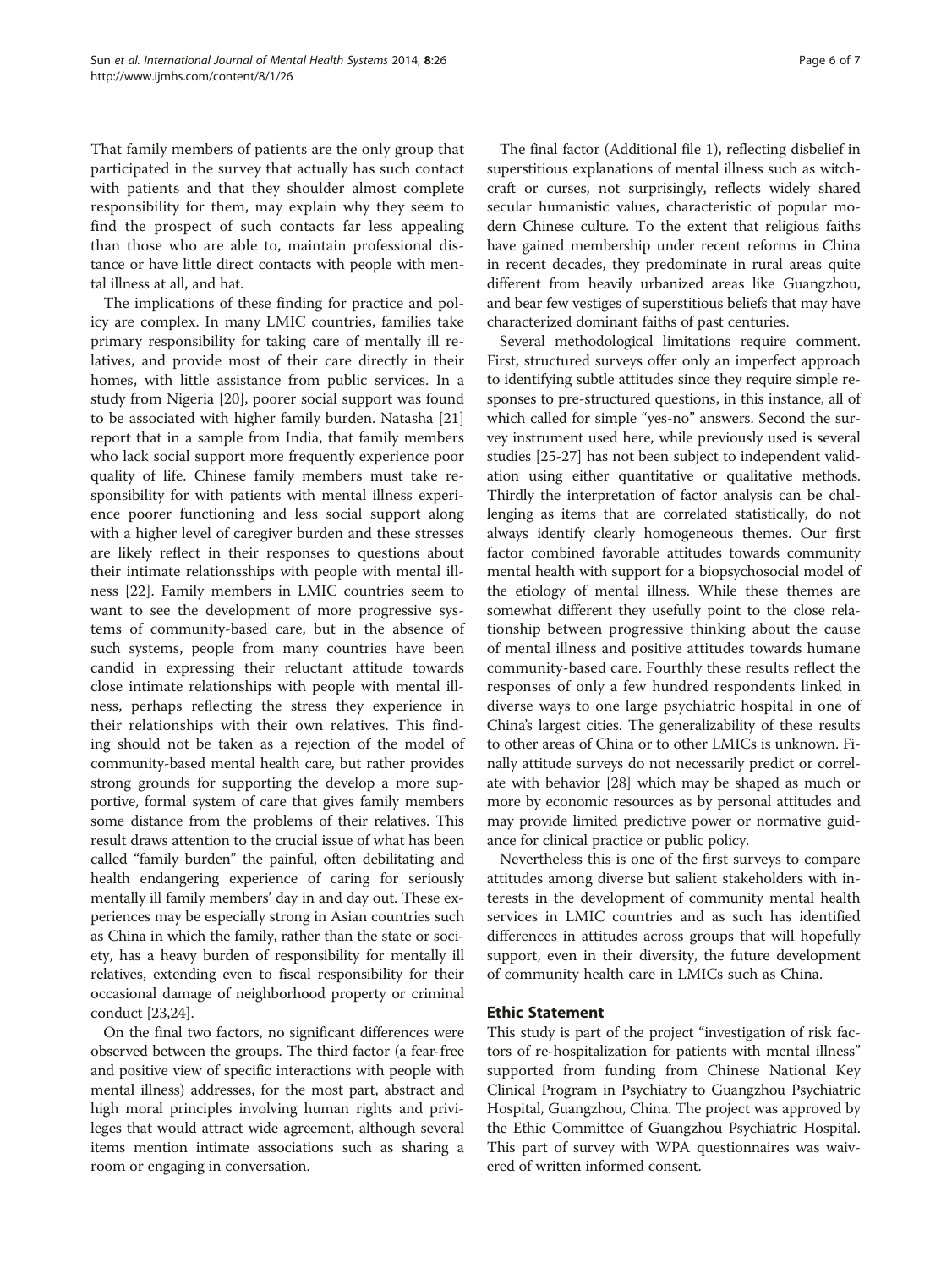That family members of patients are the only group that participated in the survey that actually has such contact with patients and that they shoulder almost complete responsibility for them, may explain why they seem to find the prospect of such contacts far less appealing than those who are able to, maintain professional distance or have little direct contacts with people with mental illness at all, and hat.

The implications of these finding for practice and policy are complex. In many LMIC countries, families take primary responsibility for taking care of mentally ill relatives, and provide most of their care directly in their homes, with little assistance from public services. In a study from Nigeria [20], poorer social support was found to be associated with higher family burden. Natasha [21] report that in a sample from India, that family members who lack social support more frequently experience poor quality of life. Chinese family members must take responsibility for with patients with mental illness experience poorer functioning and less social support along with a higher level of caregiver burden and these stresses are likely reflect in their responses to questions about their intimate relationsships with people with mental illness [22]. Family members in LMIC countries seem to want to see the development of more progressive systems of community-based care, but in the absence of such systems, people from many countries have been candid in expressing their reluctant attitude towards close intimate relationships with people with mental illness, perhaps reflecting the stress they experience in their relationships with their own relatives. This finding should not be taken as a rejection of the model of community-based mental health care, but rather provides strong grounds for supporting the develop a more supportive, formal system of care that gives family members some distance from the problems of their relatives. This result draws attention to the crucial issue of what has been called "family burden" the painful, often debilitating and health endangering experience of caring for seriously mentally ill family members' day in and day out. These experiences may be especially strong in Asian countries such as China in which the family, rather than the state or society, has a heavy burden of responsibility for mentally ill relatives, extending even to fiscal responsibility for their occasional damage of neighborhood property or criminal conduct [23,24].

On the final two factors, no significant differences were observed between the groups. The third factor (a fear-free and positive view of specific interactions with people with mental illness) addresses, for the most part, abstract and high moral principles involving human rights and privileges that would attract wide agreement, although several items mention intimate associations such as sharing a room or engaging in conversation.

The final factor (Additional file 1), reflecting disbelief in superstitious explanations of mental illness such as witchcraft or curses, not surprisingly, reflects widely shared secular humanistic values, characteristic of popular modern Chinese culture. To the extent that religious faiths have gained membership under recent reforms in China in recent decades, they predominate in rural areas quite different from heavily urbanized areas like Guangzhou, and bear few vestiges of superstitious beliefs that may have characterized dominant faiths of past centuries.

Several methodological limitations require comment. First, structured surveys offer only an imperfect approach to identifying subtle attitudes since they require simple responses to pre-structured questions, in this instance, all of which called for simple "yes-no" answers. Second the survey instrument used here, while previously used is several studies [25-27] has not been subject to independent validation using either quantitative or qualitative methods. Thirdly the interpretation of factor analysis can be challenging as items that are correlated statistically, do not always identify clearly homogeneous themes. Our first factor combined favorable attitudes towards community mental health with support for a biopsychosocial model of the etiology of mental illness. While these themes are somewhat different they usefully point to the close relationship between progressive thinking about the cause of mental illness and positive attitudes towards humane community-based care. Fourthly these results reflect the responses of only a few hundred respondents linked in diverse ways to one large psychiatric hospital in one of China's largest cities. The generalizability of these results to other areas of China or to other LMICs is unknown. Finally attitude surveys do not necessarily predict or correlate with behavior [28] which may be shaped as much or more by economic resources as by personal attitudes and may provide limited predictive power or normative guidance for clinical practice or public policy.

Nevertheless this is one of the first surveys to compare attitudes among diverse but salient stakeholders with interests in the development of community mental health services in LMIC countries and as such has identified differences in attitudes across groups that will hopefully support, even in their diversity, the future development of community health care in LMICs such as China.

## Ethic Statement

This study is part of the project "investigation of risk factors of re-hospitalization for patients with mental illness" supported from funding from Chinese National Key Clinical Program in Psychiatry to Guangzhou Psychiatric Hospital, Guangzhou, China. The project was approved by the Ethic Committee of Guangzhou Psychiatric Hospital. This part of survey with WPA questionnaires was waivered of written informed consent.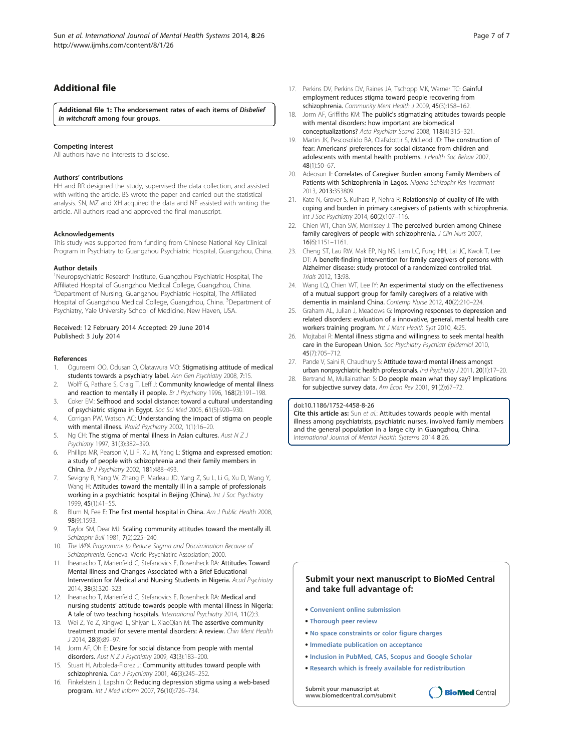## Additional file

**Additional file 1: The endorsement rates of each items of *Disbelief in witchcraft* among four groups.**

#### Competing interest

All authors have no interests to disclose.

#### Authors' contributions

HH and RR designed the study, supervised the data collection, and assisted with writing the article. BS wrote the paper and carried out the statistical analysis. SN, MZ and XH acquired the data and NF assisted with writing the article. All authors read and approved the final manuscript.

#### Acknowledgements

This study was supported from funding from Chinese National Key Clinical Program in Psychiatry to Guangzhou Psychiatric Hospital, Guangzhou, China.

#### Author details

[1]Neuropsychiatric Research Institute, Guangzhou Psychiatric Hospital, The Affiliated Hospital of Guangzhou Medical College, Guangzhou, China. [2]Department of Nursing, Guangzhou Psychiatric Hospital, The Affiliated Hospital of Guangzhou Medical College, Guangzhou, China. [3]Department of Psychiatry, Yale University School of Medicine, New Haven, USA.

Received: 12 February 2014 Accepted: 29 June 2014
Published: 3 July 2014

#### References

1. Ogunsemi OO, Odusan O, Olatawura MO: **Stigmatising attitude of medical students towards a psychiatry label.** *Ann Gen Psychiatry* 2008, **7**:15.
2. Wolff G, Pathare S, Craig T, Leff J: **Community knowledge of mental illness and reaction to mentally ill people.** *Br J Psychiatry* 1996, **168**(2):191–198.
3. Coker EM: **Selfhood and social distance: toward a cultural understanding of psychiatric stigma in Egypt.** *Soc Sci Med* 2005, **61**(5):920–930.
4. Corrigan PW, Watson AC: **Understanding the impact of stigma on people with mental illness.** *World Psychiatry* 2002, **1**(1):16–20.
5. Ng CH: **The stigma of mental illness in Asian cultures.** *Aust N Z J Psychiatry* 1997, **31**(3):382–390.
6. Phillips MR, Pearson V, Li F, Xu M, Yang L: **Stigma and expressed emotion: a study of people with schizophrenia and their family members in China.** *Br J Psychiatry* 2002, **181**:488–493.
7. Sevigny R, Yang W, Zhang P, Marleau JD, Yang Z, Su L, Li G, Xu D, Wang Y, Wang H: **Attitudes toward the mentally ill in a sample of professionals working in a psychiatric hospital in Beijing (China).** *Int J Soc Psychiatry* 1999, **45**(1):41–55.
8. Blum N, Fee E: **The first mental hospital in China.** *Am J Public Health* 2008, **98**(9):1593.
9. Taylor SM, Dear MJ: **Scaling community attitudes toward the mentally ill.** *Schizophr Bull* 1981, **7**(2):225–240.
10. *The WPA Programme to Reduce Stigma and Discrimination Because of Schizophrenia.* Geneva: World Psychiatirc Assosiation; 2000.
11. Iheanacho T, Marienfeld C, Stefanovics E, Rosenheck RA: **Attitudes Toward Mental Illness and Changes Associated with a Brief Educational Intervention for Medical and Nursing Students in Nigeria.** *Acad Psychiatry* 2014, **38**(3):320–323.
12. Iheanacho T, Marienfeld C, Stefanovics E, Rosenheck RA: **Medical and nursing students' attitude towards people with mental illness in Nigeria: A tale of two teaching hospitals.** *International Psychiatry* 2014, **11**(2):3.
13. Wei Z, Ye Z, Xingwei L, Shiyan L, XiaoQian M: **The assertive community treatment model for severe mental disorders: A review.** *Chin Ment Health J* 2014, **28**(8):89–97.
14. Jorm AF, Oh E: **Desire for social distance from people with mental disorders.** *Aust N Z J Psychiatry* 2009, **43**(3):183–200.
15. Stuart H, Arboleda-Florez J: **Community attitudes toward people with schizophrenia.** *Can J Psychiatry* 2001, **46**(3):245–252.
16. Finkelstein J, Lapshin O: **Reducing depression stigma using a web-based program.** *Int J Med Inform* 2007, **76**(10):726–734.
17. Perkins DV, Perkins DV, Raines JA, Tschopp MK, Warner TC: **Gainful employment reduces stigma toward people recovering from schizophrenia.** *Community Ment Health J* 2009, **45**(3):158–162.
18. Jorm AF, Griffiths KM: **The public's stigmatizing attitudes towards people with mental disorders: how important are biomedical conceptualizations?** *Acta Psychiatr Scand* 2008, **118**(4):315–321.
19. Martin JK, Pescosolido BA, Olafsdottir S, McLeod JD: **The construction of fear: Americans' preferences for social distance from children and adolescents with mental health problems.** *J Health Soc Behav* 2007, **48**(1):50–67.
20. Adeosun II: **Correlates of Caregiver Burden among Family Members of Patients with Schizophrenia in Lagos.** *Nigeria Schizophr Res Treatment* 2013, **2013**:353809.
21. Kate N, Grover S, Kulhara P, Nehra R: **Relationship of quality of life with coping and burden in primary caregivers of patients with schizophrenia.** *Int J Soc Psychiatry* 2014, **60**(2):107–116.
22. Chien WT, Chan SW, Morrissey J: **The perceived burden among Chinese family caregivers of people with schizophrenia.** *J Clin Nurs* 2007, **16**(6):1151–1161.
23. Cheng ST, Lau RW, Mak EP, Ng NS, Lam LC, Fung HH, Lai JC, Kwok T, Lee DT: **A benefit-finding intervention for family caregivers of persons with Alzheimer disease: study protocol of a randomized controlled trial.** *Trials* 2012, **13**:98.
24. Wang LQ, Chien WT, Lee IY: **An experimental study on the effectiveness of a mutual support group for family caregivers of a relative with dementia in mainland China.** *Contemp Nurse* 2012, **40**(2):210–224.
25. Graham AL, Julian J, Meadows G: **Improving responses to depression and related disorders: evaluation of a innovative, general, mental health care workers training program.** *Int J Ment Health Syst* 2010, **4**:25.
26. Mojtabai R: **Mental illness stigma and willingness to seek mental health care in the European Union.** *Soc Psychiatry Psychiatr Epidemiol* 2010, **45**(7):705–712.
27. Pande V, Saini R, Chaudhury S: **Attitude toward mental illness amongst urban nonpsychiatric health professionals.** *Ind Psychiatry J* 2011, **20**(1):17–20.
28. Bertrand M, Mullainathan S: **Do people mean what they say? Implications for subjective survey data.** *Am Econ Rev* 2001, **91**(2):67–72.

doi:10.1186/1752-4458-8-26

**Cite this article as:** Sun *et al.*: Attitudes towards people with mental illness among psychiatrists, psychiatric nurses, involved family members and the general population in a large city in Guangzhou, China. *International Journal of Mental Health Systems* 2014 **8**:26.

**Submit your next manuscript to BioMed Central and take full advantage of:**

- **Convenient online submission**
- **Thorough peer review**
- **No space constraints or color figure charges**
- **Immediate publication on acceptance**
- **Inclusion in PubMed, CAS, Scopus and Google Scholar**
- **Research which is freely available for redistribution**

Submit your manuscript at
www.biomedcentral.com/submit

BioMed Central